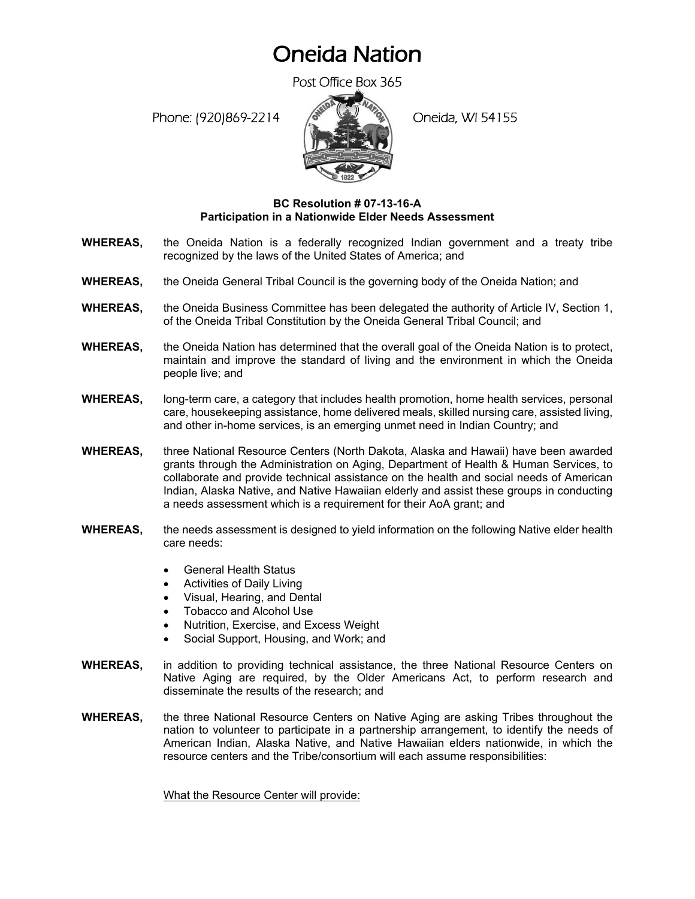# Oneida Nation

Post Office Box 365

Phone: (920)869-2214 Oneida, WI 54155

**BC Resolution # 07-13-16-A**
**Participation in a Nationwide Elder Needs Assessment**

**WHEREAS,** the Oneida Nation is a federally recognized Indian government and a treaty tribe recognized by the laws of the United States of America; and

**WHEREAS,** the Oneida General Tribal Council is the governing body of the Oneida Nation; and

**WHEREAS,** the Oneida Business Committee has been delegated the authority of Article IV, Section 1, of the Oneida Tribal Constitution by the Oneida General Tribal Council; and

**WHEREAS,** the Oneida Nation has determined that the overall goal of the Oneida Nation is to protect, maintain and improve the standard of living and the environment in which the Oneida people live; and

**WHEREAS,** long-term care, a category that includes health promotion, home health services, personal care, housekeeping assistance, home delivered meals, skilled nursing care, assisted living, and other in-home services, is an emerging unmet need in Indian Country; and

**WHEREAS,** three National Resource Centers (North Dakota, Alaska and Hawaii) have been awarded grants through the Administration on Aging, Department of Health & Human Services, to collaborate and provide technical assistance on the health and social needs of American Indian, Alaska Native, and Native Hawaiian elderly and assist these groups in conducting a needs assessment which is a requirement for their AoA grant; and

**WHEREAS,** the needs assessment is designed to yield information on the following Native elder health care needs:

- General Health Status
- Activities of Daily Living
- Visual, Hearing, and Dental
- Tobacco and Alcohol Use
- Nutrition, Exercise, and Excess Weight
- Social Support, Housing, and Work; and

**WHEREAS,** in addition to providing technical assistance, the three National Resource Centers on Native Aging are required, by the Older Americans Act, to perform research and disseminate the results of the research; and

**WHEREAS,** the three National Resource Centers on Native Aging are asking Tribes throughout the nation to volunteer to participate in a partnership arrangement, to identify the needs of American Indian, Alaska Native, and Native Hawaiian elders nationwide, in which the resource centers and the Tribe/consortium will each assume responsibilities:

<u>What the Resource Center will provide:</u>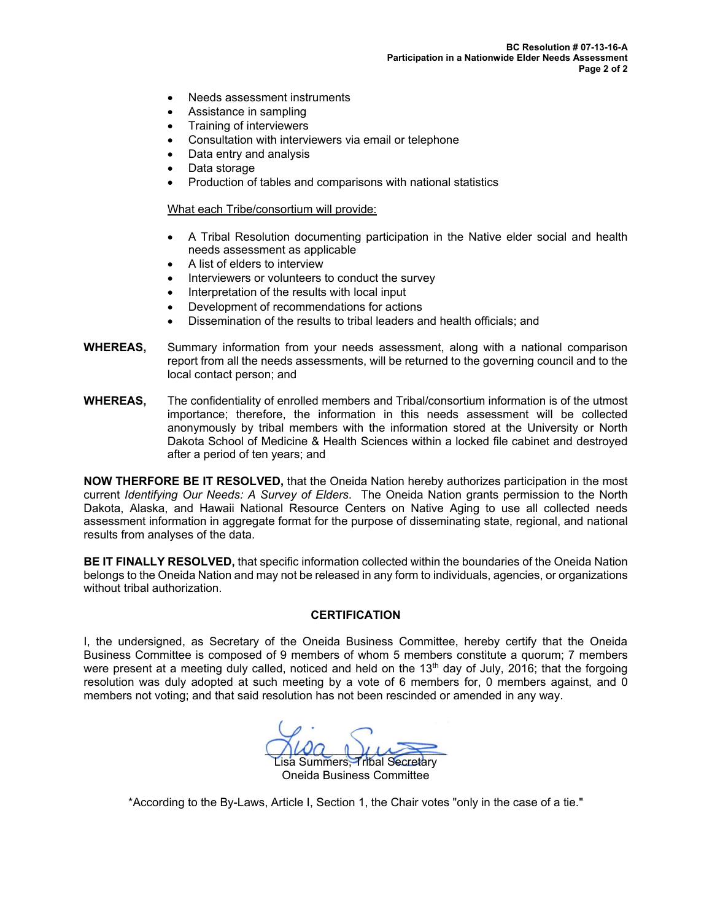- Needs assessment instruments
- Assistance in sampling
- Training of interviewers
- Consultation with interviewers via email or telephone
- Data entry and analysis
- Data storage
- Production of tables and comparisons with national statistics

<u>What each Tribe/consortium will provide:</u>

- A Tribal Resolution documenting participation in the Native elder social and health needs assessment as applicable
- A list of elders to interview
- Interviewers or volunteers to conduct the survey
- Interpretation of the results with local input
- Development of recommendations for actions
- Dissemination of the results to tribal leaders and health officials; and

**WHEREAS,** Summary information from your needs assessment, along with a national comparison report from all the needs assessments, will be returned to the governing council and to the local contact person; and

**WHEREAS,** The confidentiality of enrolled members and Tribal/consortium information is of the utmost importance; therefore, the information in this needs assessment will be collected anonymously by tribal members with the information stored at the University or North Dakota School of Medicine & Health Sciences within a locked file cabinet and destroyed after a period of ten years; and

**NOW THERFORE BE IT RESOLVED,** that the Oneida Nation hereby authorizes participation in the most current *Identifying Our Needs: A Survey of Elders*. The Oneida Nation grants permission to the North Dakota, Alaska, and Hawaii National Resource Centers on Native Aging to use all collected needs assessment information in aggregate format for the purpose of disseminating state, regional, and national results from analyses of the data.

**BE IT FINALLY RESOLVED,** that specific information collected within the boundaries of the Oneida Nation belongs to the Oneida Nation and may not be released in any form to individuals, agencies, or organizations without tribal authorization.

## CERTIFICATION

I, the undersigned, as Secretary of the Oneida Business Committee, hereby certify that the Oneida Business Committee is composed of 9 members of whom 5 members constitute a quorum; 7 members were present at a meeting duly called, noticed and held on the 13th day of July, 2016; that the forgoing resolution was duly adopted at such meeting by a vote of 6 members for, 0 members against, and 0 members not voting; and that said resolution has not been rescinded or amended in any way.

Lisa Summers, Tribal Secretary
Oneida Business Committee

*According to the By-Laws, Article I, Section 1, the Chair votes "only in the case of a tie."